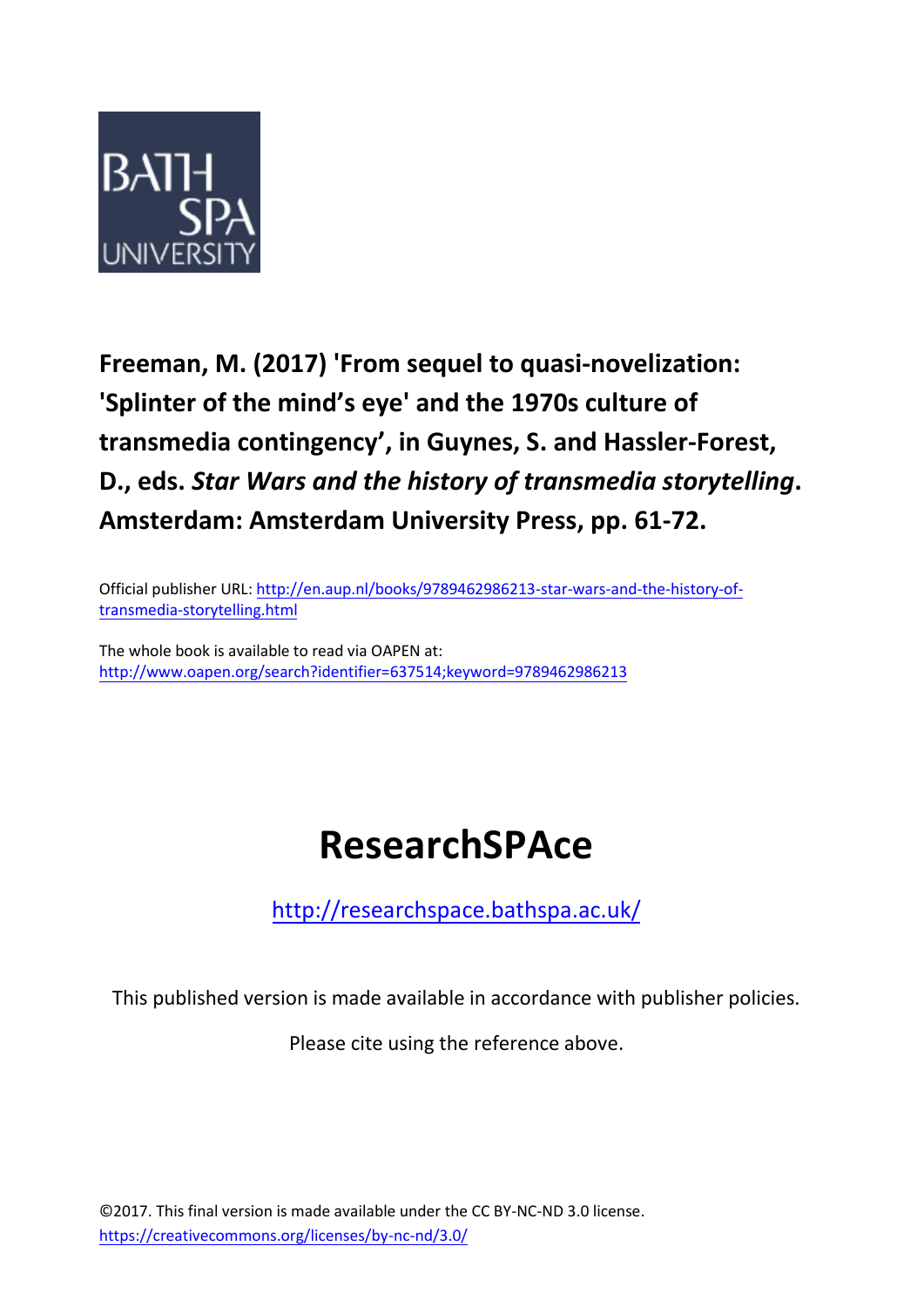BATH SPA UNIVERSITY

**Freeman, M. (2017) 'From sequel to quasi-novelization: 'Splinter of the mind's eye' and the 1970s culture of transmedia contingency', in Guynes, S. and Hassler-Forest, D., eds. *Star Wars and the history of transmedia storytelling*. Amsterdam: Amsterdam University Press, pp. 61-72.**

Official publisher URL: http://en.aup.nl/books/9789462986213-star-wars-and-the-history-of-transmedia-storytelling.html

The whole book is available to read via OAPEN at: http://www.oapen.org/search?identifier=637514;keyword=9789462986213

# ResearchSPAce

http://researchspace.bathspa.ac.uk/

This published version is made available in accordance with publisher policies.

Please cite using the reference above.

©2017. This final version is made available under the CC BY-NC-ND 3.0 license. https://creativecommons.org/licenses/by-nc-nd/3.0/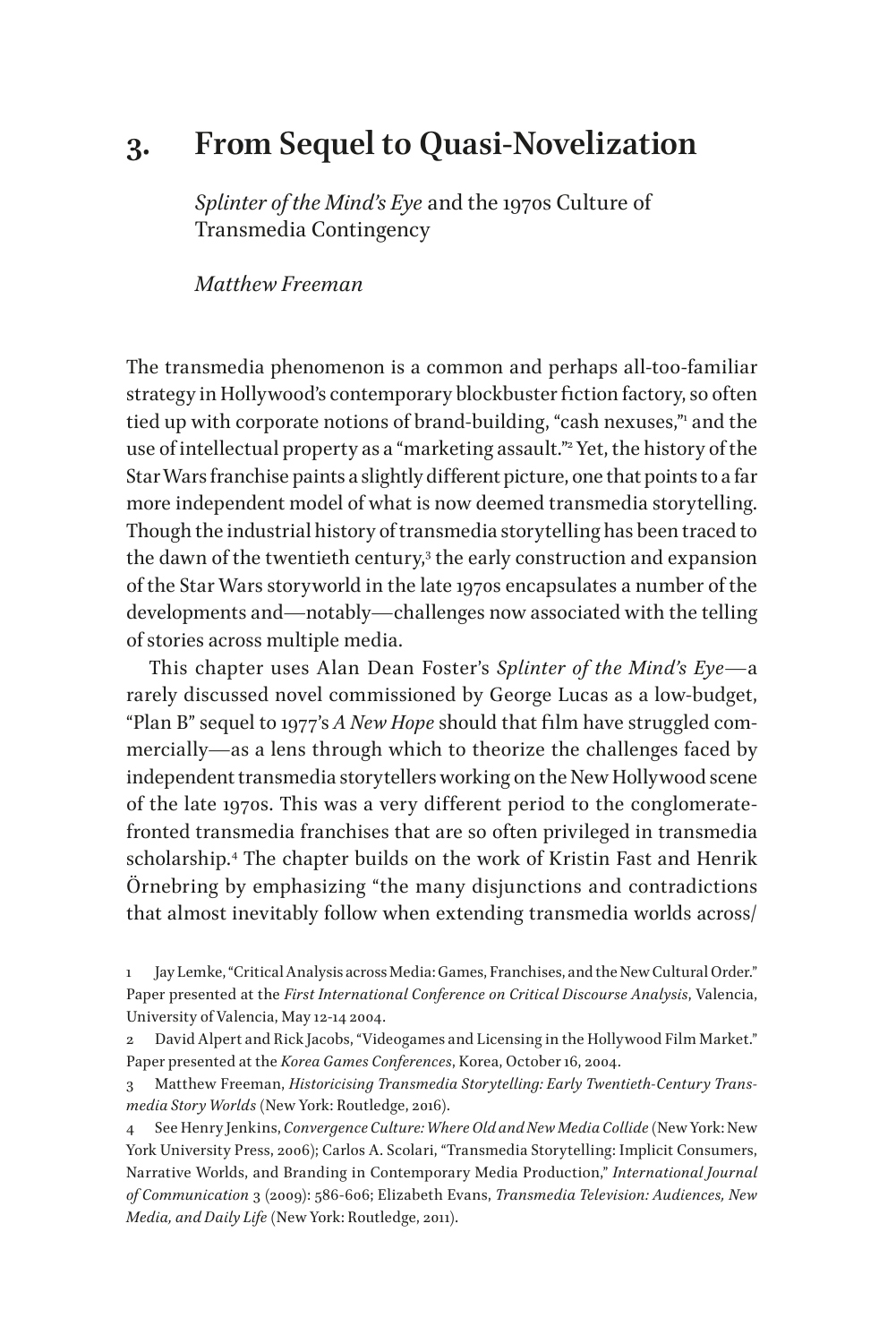# 3. From Sequel to Quasi-Novelization

*Splinter of the Mind's Eye* and the 1970s Culture of Transmedia Contingency

*Matthew Freeman*

The transmedia phenomenon is a common and perhaps all-too-familiar strategy in Hollywood's contemporary blockbuster fiction factory, so often tied up with corporate notions of brand-building, "cash nexuses,"[1] and the use of intellectual property as a "marketing assault."[2] Yet, the history of the Star Wars franchise paints a slightly different picture, one that points to a far more independent model of what is now deemed transmedia storytelling. Though the industrial history of transmedia storytelling has been traced to the dawn of the twentieth century,[3] the early construction and expansion of the Star Wars storyworld in the late 1970s encapsulates a number of the developments and—notably—challenges now associated with the telling of stories across multiple media.

This chapter uses Alan Dean Foster's *Splinter of the Mind's Eye*—a rarely discussed novel commissioned by George Lucas as a low-budget, "Plan B" sequel to 1977's *A New Hope* should that film have struggled commercially—as a lens through which to theorize the challenges faced by independent transmedia storytellers working on the New Hollywood scene of the late 1970s. This was a very different period to the conglomerate-fronted transmedia franchises that are so often privileged in transmedia scholarship.[4] The chapter builds on the work of Kristin Fast and Henrik Örnebring by emphasizing "the many disjunctions and contradictions that almost inevitably follow when extending transmedia worlds across/

1 Jay Lemke, "Critical Analysis across Media: Games, Franchises, and the New Cultural Order." Paper presented at the *First International Conference on Critical Discourse Analysis*, Valencia, University of Valencia, May 12-14 2004.

2 David Alpert and Rick Jacobs, "Videogames and Licensing in the Hollywood Film Market." Paper presented at the *Korea Games Conferences*, Korea, October 16, 2004.

3 Matthew Freeman, *Historicising Transmedia Storytelling: Early Twentieth-Century Transmedia Story Worlds* (New York: Routledge, 2016).

4 See Henry Jenkins, *Convergence Culture: Where Old and New Media Collide* (New York: New York University Press, 2006); Carlos A. Scolari, "Transmedia Storytelling: Implicit Consumers, Narrative Worlds, and Branding in Contemporary Media Production," *International Journal of Communication* 3 (2009): 586-606; Elizabeth Evans, *Transmedia Television: Audiences, New Media, and Daily Life* (New York: Routledge, 2011).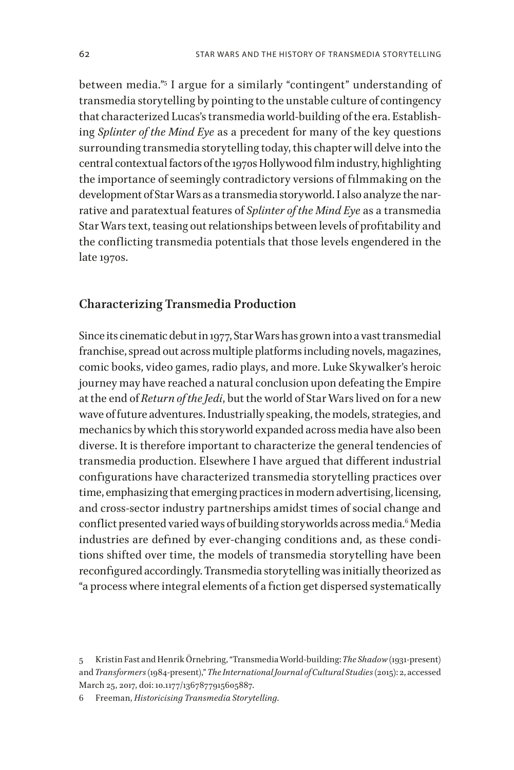between media."[5] I argue for a similarly "contingent" understanding of transmedia storytelling by pointing to the unstable culture of contingency that characterized Lucas's transmedia world-building of the era. Establishing *Splinter of the Mind Eye* as a precedent for many of the key questions surrounding transmedia storytelling today, this chapter will delve into the central contextual factors of the 1970s Hollywood film industry, highlighting the importance of seemingly contradictory versions of filmmaking on the development of Star Wars as a transmedia storyworld. I also analyze the narrative and paratextual features of *Splinter of the Mind Eye* as a transmedia Star Wars text, teasing out relationships between levels of profitability and the conflicting transmedia potentials that those levels engendered in the late 1970s.

## Characterizing Transmedia Production

Since its cinematic debut in 1977, Star Wars has grown into a vast transmedial franchise, spread out across multiple platforms including novels, magazines, comic books, video games, radio plays, and more. Luke Skywalker's heroic journey may have reached a natural conclusion upon defeating the Empire at the end of *Return of the Jedi*, but the world of Star Wars lived on for a new wave of future adventures. Industrially speaking, the models, strategies, and mechanics by which this storyworld expanded across media have also been diverse. It is therefore important to characterize the general tendencies of transmedia production. Elsewhere I have argued that different industrial configurations have characterized transmedia storytelling practices over time, emphasizing that emerging practices in modern advertising, licensing, and cross-sector industry partnerships amidst times of social change and conflict presented varied ways of building storyworlds across media.[6] Media industries are defined by ever-changing conditions and, as these conditions shifted over time, the models of transmedia storytelling have been reconfigured accordingly. Transmedia storytelling was initially theorized as "a process where integral elements of a fiction get dispersed systematically

5 Kristin Fast and Henrik Örnebring, "Transmedia World-building: *The Shadow* (1931-present) and *Transformers* (1984-present)," *The International Journal of Cultural Studies* (2015): 2, accessed March 25, 2017, doi: 10.1177/1367877915605887.

6 Freeman, *Historicising Transmedia Storytelling*.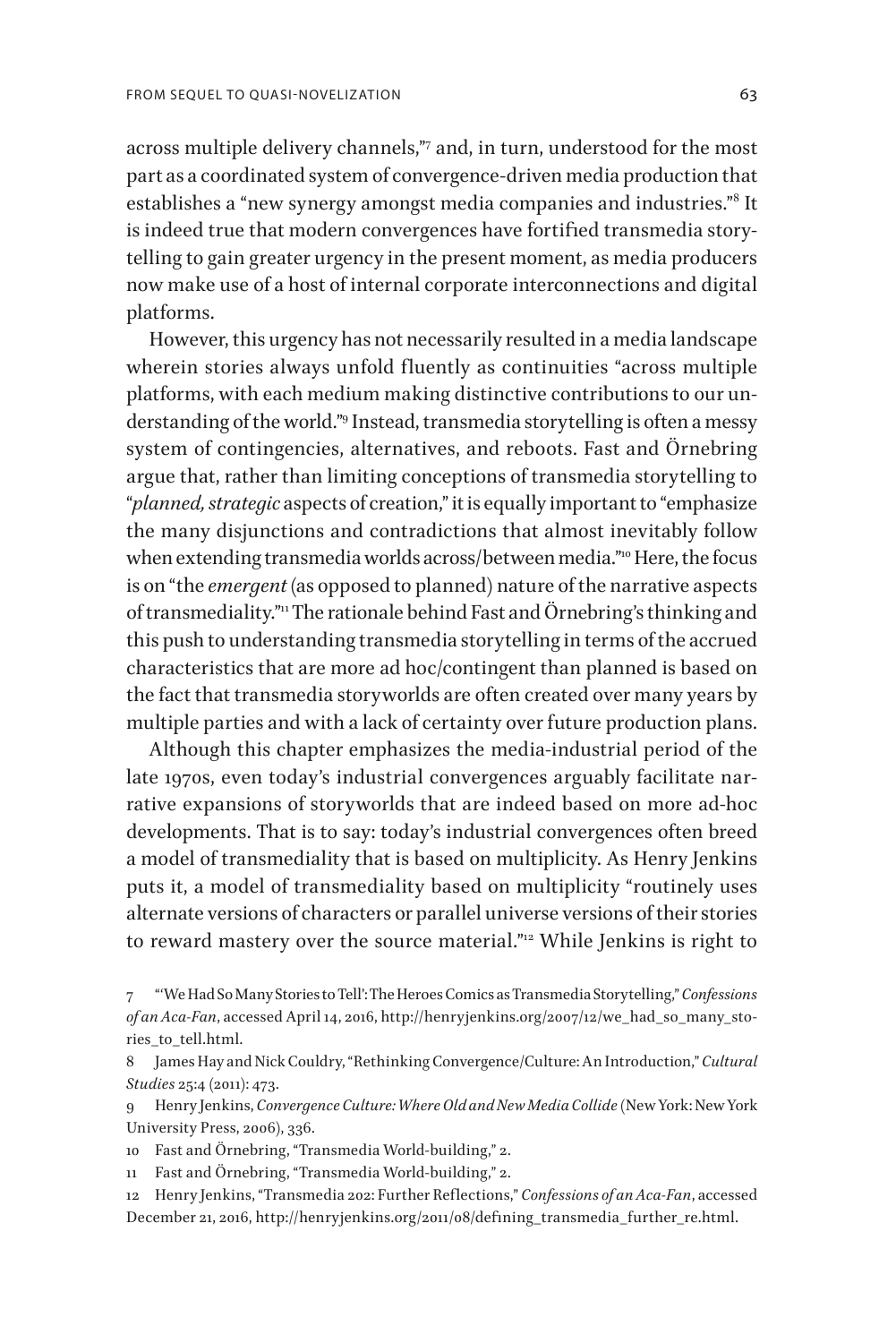across multiple delivery channels,"[7] and, in turn, understood for the most part as a coordinated system of convergence-driven media production that establishes a "new synergy amongst media companies and industries."[8] It is indeed true that modern convergences have fortified transmedia storytelling to gain greater urgency in the present moment, as media producers now make use of a host of internal corporate interconnections and digital platforms.

However, this urgency has not necessarily resulted in a media landscape wherein stories always unfold fluently as continuities "across multiple platforms, with each medium making distinctive contributions to our understanding of the world."[9] Instead, transmedia storytelling is often a messy system of contingencies, alternatives, and reboots. Fast and Örnebring argue that, rather than limiting conceptions of transmedia storytelling to "*planned, strategic* aspects of creation," it is equally important to "emphasize the many disjunctions and contradictions that almost inevitably follow when extending transmedia worlds across/between media."[10] Here, the focus is on "the *emergent* (as opposed to planned) nature of the narrative aspects of transmediality."[11] The rationale behind Fast and Örnebring's thinking and this push to understanding transmedia storytelling in terms of the accrued characteristics that are more ad hoc/contingent than planned is based on the fact that transmedia storyworlds are often created over many years by multiple parties and with a lack of certainty over future production plans.

Although this chapter emphasizes the media-industrial period of the late 1970s, even today's industrial convergences arguably facilitate narrative expansions of storyworlds that are indeed based on more ad-hoc developments. That is to say: today's industrial convergences often breed a model of transmediality that is based on multiplicity. As Henry Jenkins puts it, a model of transmediality based on multiplicity "routinely uses alternate versions of characters or parallel universe versions of their stories to reward mastery over the source material."[12] While Jenkins is right to

7 "'We Had So Many Stories to Tell': The Heroes Comics as Transmedia Storytelling," *Confessions of an Aca-Fan*, accessed April 14, 2016, http://henryjenkins.org/2007/12/we_had_so_many_stories_to_tell.html.

8 James Hay and Nick Couldry, "Rethinking Convergence/Culture: An Introduction," *Cultural Studies* 25:4 (2011): 473.

9 Henry Jenkins, *Convergence Culture: Where Old and New Media Collide* (New York: New York University Press, 2006), 336.

10 Fast and Örnebring, "Transmedia World-building," 2.

11 Fast and Örnebring, "Transmedia World-building," 2.

12 Henry Jenkins, "Transmedia 202: Further Reflections," *Confessions of an Aca-Fan*, accessed December 21, 2016, http://henryjenkins.org/2011/08/defining_transmedia_further_re.html.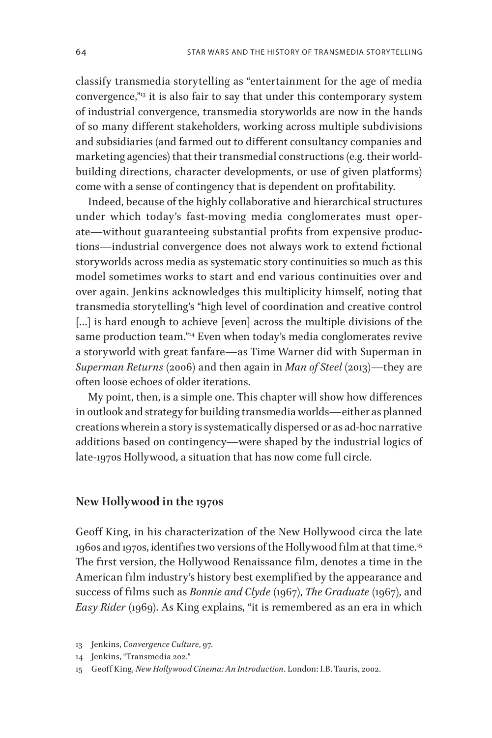classify transmedia storytelling as "entertainment for the age of media convergence,"[13] it is also fair to say that under this contemporary system of industrial convergence, transmedia storyworlds are now in the hands of so many different stakeholders, working across multiple subdivisions and subsidiaries (and farmed out to different consultancy companies and marketing agencies) that their transmedial constructions (e.g. their world-building directions, character developments, or use of given platforms) come with a sense of contingency that is dependent on profitability.

Indeed, because of the highly collaborative and hierarchical structures under which today's fast-moving media conglomerates must operate—without guaranteeing substantial profits from expensive productions—industrial convergence does not always work to extend fictional storyworlds across media as systematic story continuities so much as this model sometimes works to start and end various continuities over and over again. Jenkins acknowledges this multiplicity himself, noting that transmedia storytelling's "high level of coordination and creative control [...] is hard enough to achieve [even] across the multiple divisions of the same production team."[14] Even when today's media conglomerates revive a storyworld with great fanfare—as Time Warner did with Superman in *Superman Returns* (2006) and then again in *Man of Steel* (2013)—they are often loose echoes of older iterations.

My point, then, is a simple one. This chapter will show how differences in outlook and strategy for building transmedia worlds—either as planned creations wherein a story is systematically dispersed or as ad-hoc narrative additions based on contingency—were shaped by the industrial logics of late-1970s Hollywood, a situation that has now come full circle.

## New Hollywood in the 1970s

Geoff King, in his characterization of the New Hollywood circa the late 1960s and 1970s, identifies two versions of the Hollywood film at that time.[15] The first version, the Hollywood Renaissance film, denotes a time in the American film industry's history best exemplified by the appearance and success of films such as *Bonnie and Clyde* (1967), *The Graduate* (1967), and *Easy Rider* (1969). As King explains, "it is remembered as an era in which

13 Jenkins, *Convergence Culture*, 97.

14 Jenkins, "Transmedia 202."

15 Geoff King, *New Hollywood Cinema: An Introduction*. London: I.B. Tauris, 2002.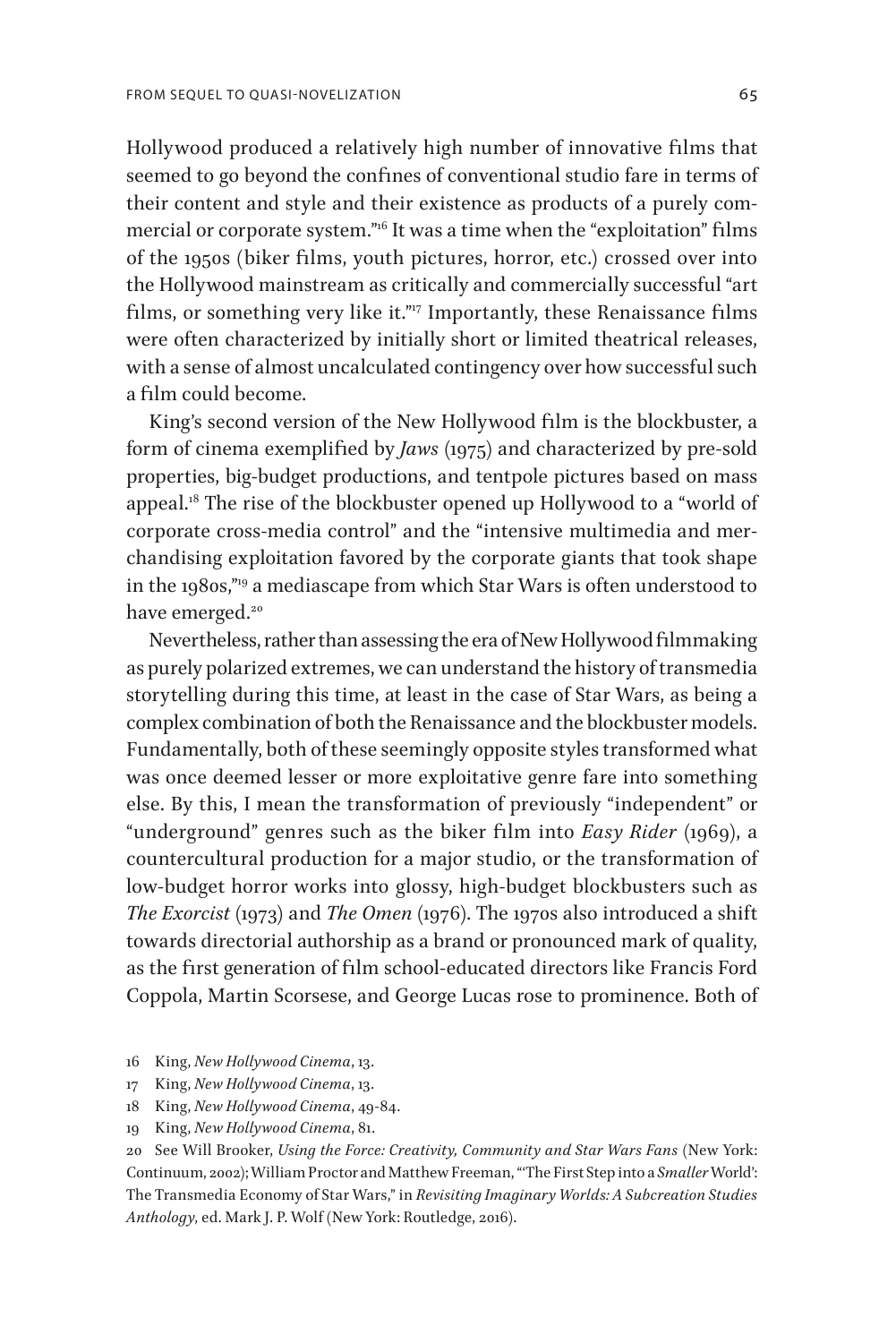Hollywood produced a relatively high number of innovative films that seemed to go beyond the confines of conventional studio fare in terms of their content and style and their existence as products of a purely commercial or corporate system."[16] It was a time when the "exploitation" films of the 1950s (biker films, youth pictures, horror, etc.) crossed over into the Hollywood mainstream as critically and commercially successful "art films, or something very like it."[17] Importantly, these Renaissance films were often characterized by initially short or limited theatrical releases, with a sense of almost uncalculated contingency over how successful such a film could become.

King's second version of the New Hollywood film is the blockbuster, a form of cinema exemplified by *Jaws* (1975) and characterized by pre-sold properties, big-budget productions, and tentpole pictures based on mass appeal.[18] The rise of the blockbuster opened up Hollywood to a "world of corporate cross-media control" and the "intensive multimedia and merchandising exploitation favored by the corporate giants that took shape in the 1980s,"[19] a mediascape from which Star Wars is often understood to have emerged.[20]

Nevertheless, rather than assessing the era of New Hollywood filmmaking as purely polarized extremes, we can understand the history of transmedia storytelling during this time, at least in the case of Star Wars, as being a complex combination of both the Renaissance and the blockbuster models. Fundamentally, both of these seemingly opposite styles transformed what was once deemed lesser or more exploitative genre fare into something else. By this, I mean the transformation of previously "independent" or "underground" genres such as the biker film into *Easy Rider* (1969), a countercultural production for a major studio, or the transformation of low-budget horror works into glossy, high-budget blockbusters such as *The Exorcist* (1973) and *The Omen* (1976). The 1970s also introduced a shift towards directorial authorship as a brand or pronounced mark of quality, as the first generation of film school-educated directors like Francis Ford Coppola, Martin Scorsese, and George Lucas rose to prominence. Both of

16 King, *New Hollywood Cinema*, 13.

17 King, *New Hollywood Cinema*, 13.

18 King, *New Hollywood Cinema*, 49-84.

19 King, *New Hollywood Cinema*, 81.

20 See Will Brooker, *Using the Force: Creativity, Community and Star Wars Fans* (New York: Continuum, 2002); William Proctor and Matthew Freeman, "'The First Step into a *Smaller* World': The Transmedia Economy of Star Wars," in *Revisiting Imaginary Worlds: A Subcreation Studies Anthology*, ed. Mark J. P. Wolf (New York: Routledge, 2016).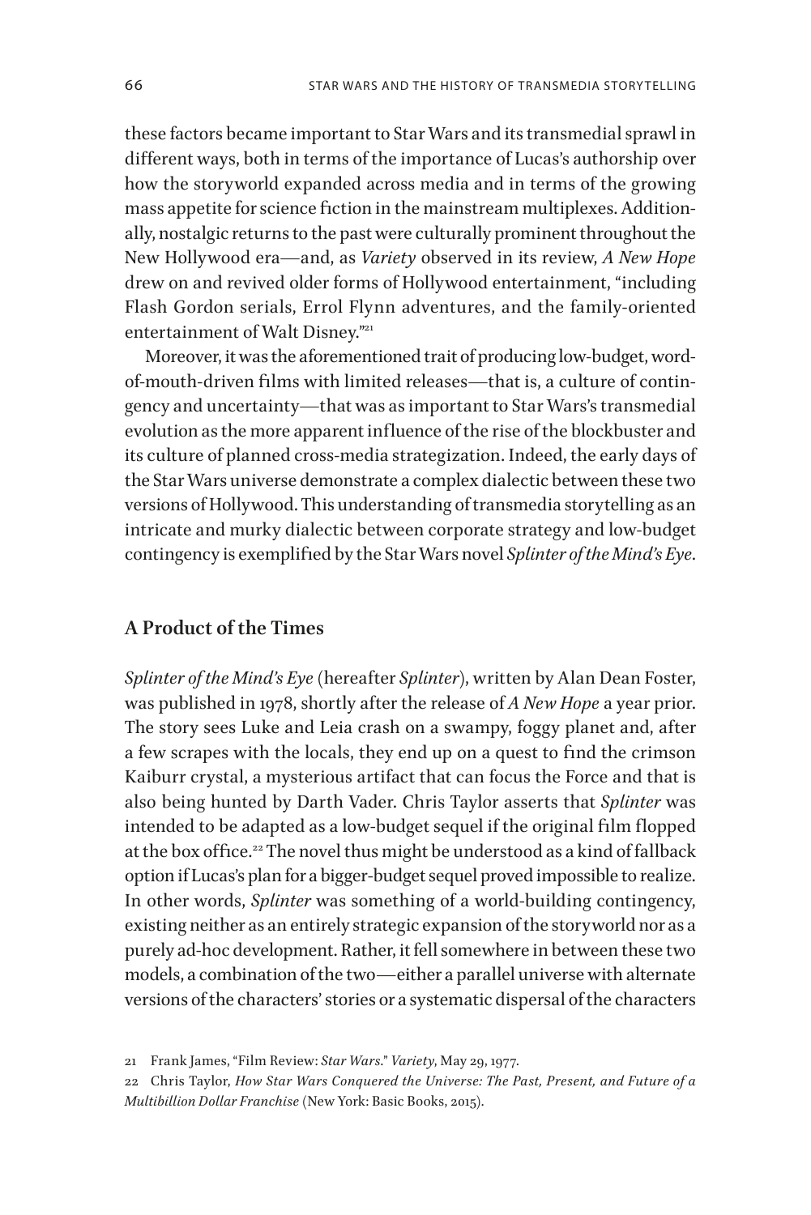these factors became important to Star Wars and its transmedial sprawl in different ways, both in terms of the importance of Lucas's authorship over how the storyworld expanded across media and in terms of the growing mass appetite for science fiction in the mainstream multiplexes. Additionally, nostalgic returns to the past were culturally prominent throughout the New Hollywood era—and, as *Variety* observed in its review, *A New Hope* drew on and revived older forms of Hollywood entertainment, "including Flash Gordon serials, Errol Flynn adventures, and the family-oriented entertainment of Walt Disney."[21]

Moreover, it was the aforementioned trait of producing low-budget, word-of-mouth-driven films with limited releases—that is, a culture of contingency and uncertainty—that was as important to Star Wars's transmedial evolution as the more apparent influence of the rise of the blockbuster and its culture of planned cross-media strategization. Indeed, the early days of the Star Wars universe demonstrate a complex dialectic between these two versions of Hollywood. This understanding of transmedia storytelling as an intricate and murky dialectic between corporate strategy and low-budget contingency is exemplified by the Star Wars novel *Splinter of the Mind's Eye*.

## A Product of the Times

*Splinter of the Mind's Eye* (hereafter *Splinter*), written by Alan Dean Foster, was published in 1978, shortly after the release of *A New Hope* a year prior. The story sees Luke and Leia crash on a swampy, foggy planet and, after a few scrapes with the locals, they end up on a quest to find the crimson Kaiburr crystal, a mysterious artifact that can focus the Force and that is also being hunted by Darth Vader. Chris Taylor asserts that *Splinter* was intended to be adapted as a low-budget sequel if the original film flopped at the box office.[22] The novel thus might be understood as a kind of fallback option if Lucas's plan for a bigger-budget sequel proved impossible to realize. In other words, *Splinter* was something of a world-building contingency, existing neither as an entirely strategic expansion of the storyworld nor as a purely ad-hoc development. Rather, it fell somewhere in between these two models, a combination of the two—either a parallel universe with alternate versions of the characters' stories or a systematic dispersal of the characters

21 Frank James, "Film Review: *Star Wars*." *Variety*, May 29, 1977.

22 Chris Taylor, *How Star Wars Conquered the Universe: The Past, Present, and Future of a Multibillion Dollar Franchise* (New York: Basic Books, 2015).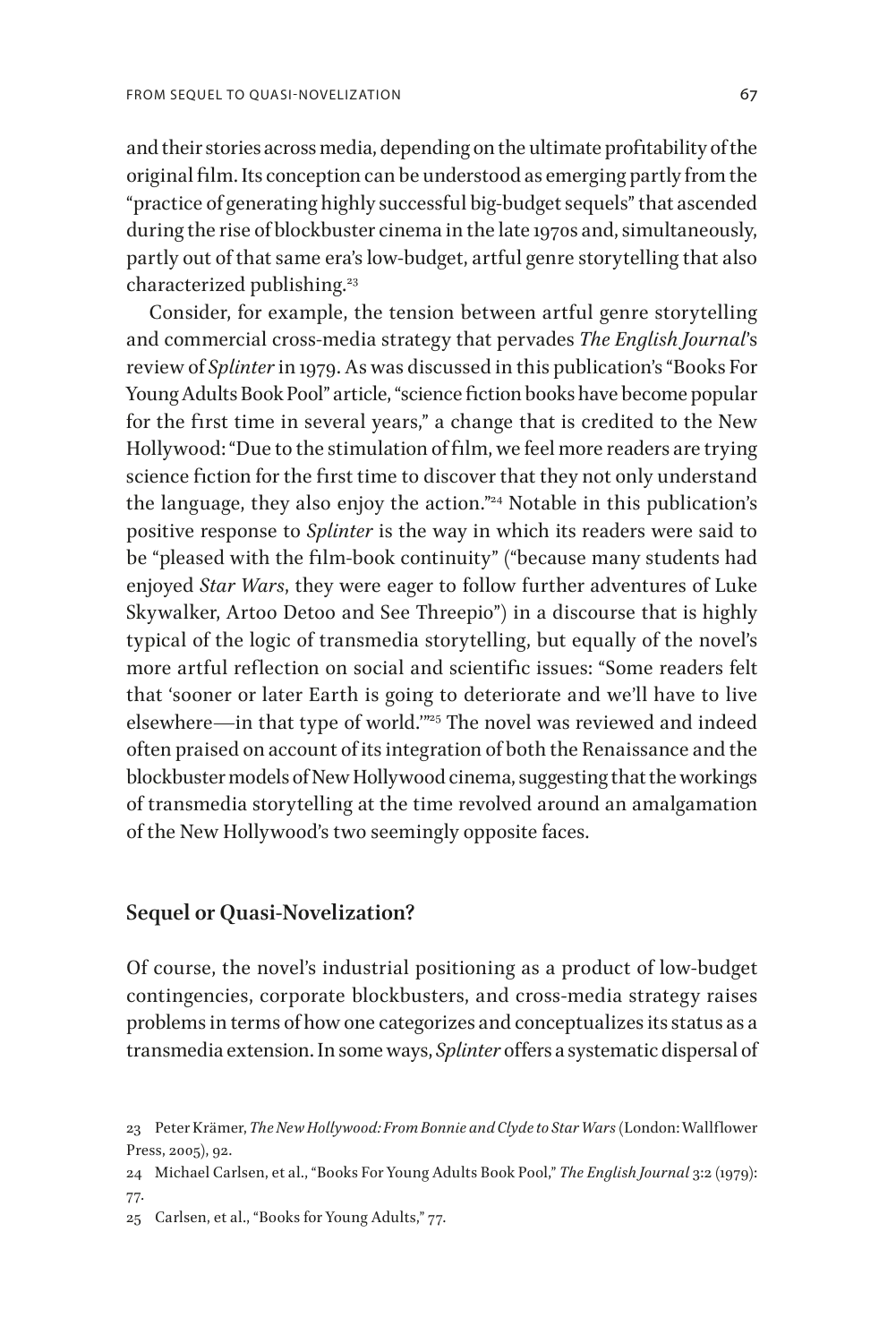and their stories across media, depending on the ultimate profitability of the original film. Its conception can be understood as emerging partly from the "practice of generating highly successful big-budget sequels" that ascended during the rise of blockbuster cinema in the late 1970s and, simultaneously, partly out of that same era's low-budget, artful genre storytelling that also characterized publishing.[23]

Consider, for example, the tension between artful genre storytelling and commercial cross-media strategy that pervades *The English Journal*'s review of *Splinter* in 1979. As was discussed in this publication's "Books For Young Adults Book Pool" article, "science fiction books have become popular for the first time in several years," a change that is credited to the New Hollywood: "Due to the stimulation of film, we feel more readers are trying science fiction for the first time to discover that they not only understand the language, they also enjoy the action."[24] Notable in this publication's positive response to *Splinter* is the way in which its readers were said to be "pleased with the film-book continuity" ("because many students had enjoyed *Star Wars*, they were eager to follow further adventures of Luke Skywalker, Artoo Detoo and See Threepio") in a discourse that is highly typical of the logic of transmedia storytelling, but equally of the novel's more artful reflection on social and scientific issues: "Some readers felt that 'sooner or later Earth is going to deteriorate and we'll have to live elsewhere—in that type of world.'"[25] The novel was reviewed and indeed often praised on account of its integration of both the Renaissance and the blockbuster models of New Hollywood cinema, suggesting that the workings of transmedia storytelling at the time revolved around an amalgamation of the New Hollywood's two seemingly opposite faces.

## Sequel or Quasi-Novelization?

Of course, the novel's industrial positioning as a product of low-budget contingencies, corporate blockbusters, and cross-media strategy raises problems in terms of how one categorizes and conceptualizes its status as a transmedia extension. In some ways, *Splinter* offers a systematic dispersal of

23 Peter Krämer, *The New Hollywood: From Bonnie and Clyde to Star Wars* (London: Wallflower Press, 2005), 92.

24 Michael Carlsen, et al., "Books For Young Adults Book Pool," *The English Journal* 3:2 (1979): 77.

25 Carlsen, et al., "Books for Young Adults," 77.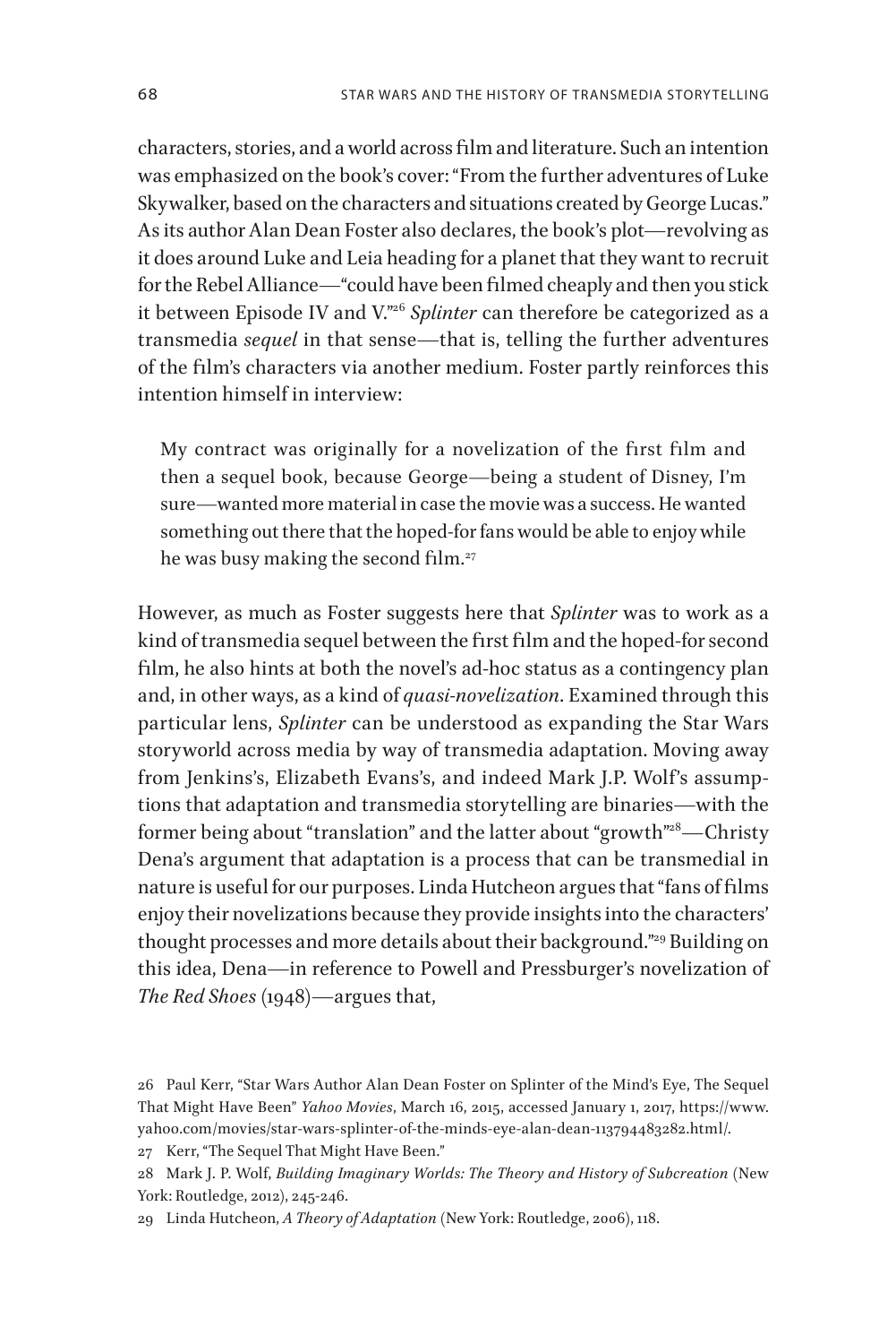characters, stories, and a world across film and literature. Such an intention was emphasized on the book's cover: "From the further adventures of Luke Skywalker, based on the characters and situations created by George Lucas." As its author Alan Dean Foster also declares, the book's plot—revolving as it does around Luke and Leia heading for a planet that they want to recruit for the Rebel Alliance—"could have been filmed cheaply and then you stick it between Episode IV and V."[26] *Splinter* can therefore be categorized as a transmedia *sequel* in that sense—that is, telling the further adventures of the film's characters via another medium. Foster partly reinforces this intention himself in interview:

> My contract was originally for a novelization of the first film and then a sequel book, because George—being a student of Disney, I'm sure—wanted more material in case the movie was a success. He wanted something out there that the hoped-for fans would be able to enjoy while he was busy making the second film.[27]

However, as much as Foster suggests here that *Splinter* was to work as a kind of transmedia sequel between the first film and the hoped-for second film, he also hints at both the novel's ad-hoc status as a contingency plan and, in other ways, as a kind of *quasi-novelization*. Examined through this particular lens, *Splinter* can be understood as expanding the Star Wars storyworld across media by way of transmedia adaptation. Moving away from Jenkins's, Elizabeth Evans's, and indeed Mark J.P. Wolf's assumptions that adaptation and transmedia storytelling are binaries—with the former being about "translation" and the latter about "growth"[28]—Christy Dena's argument that adaptation is a process that can be transmedial in nature is useful for our purposes. Linda Hutcheon argues that "fans of films enjoy their novelizations because they provide insights into the characters' thought processes and more details about their background."[29] Building on this idea, Dena—in reference to Powell and Pressburger's novelization of *The Red Shoes* (1948)—argues that,

26 Paul Kerr, "Star Wars Author Alan Dean Foster on Splinter of the Mind's Eye, The Sequel That Might Have Been" *Yahoo Movies*, March 16, 2015, accessed January 1, 2017, https://www.yahoo.com/movies/star-wars-splinter-of-the-minds-eye-alan-dean-113794483282.html/.

27 Kerr, "The Sequel That Might Have Been."

28 Mark J. P. Wolf, *Building Imaginary Worlds: The Theory and History of Subcreation* (New York: Routledge, 2012), 245-246.

29 Linda Hutcheon, *A Theory of Adaptation* (New York: Routledge, 2006), 118.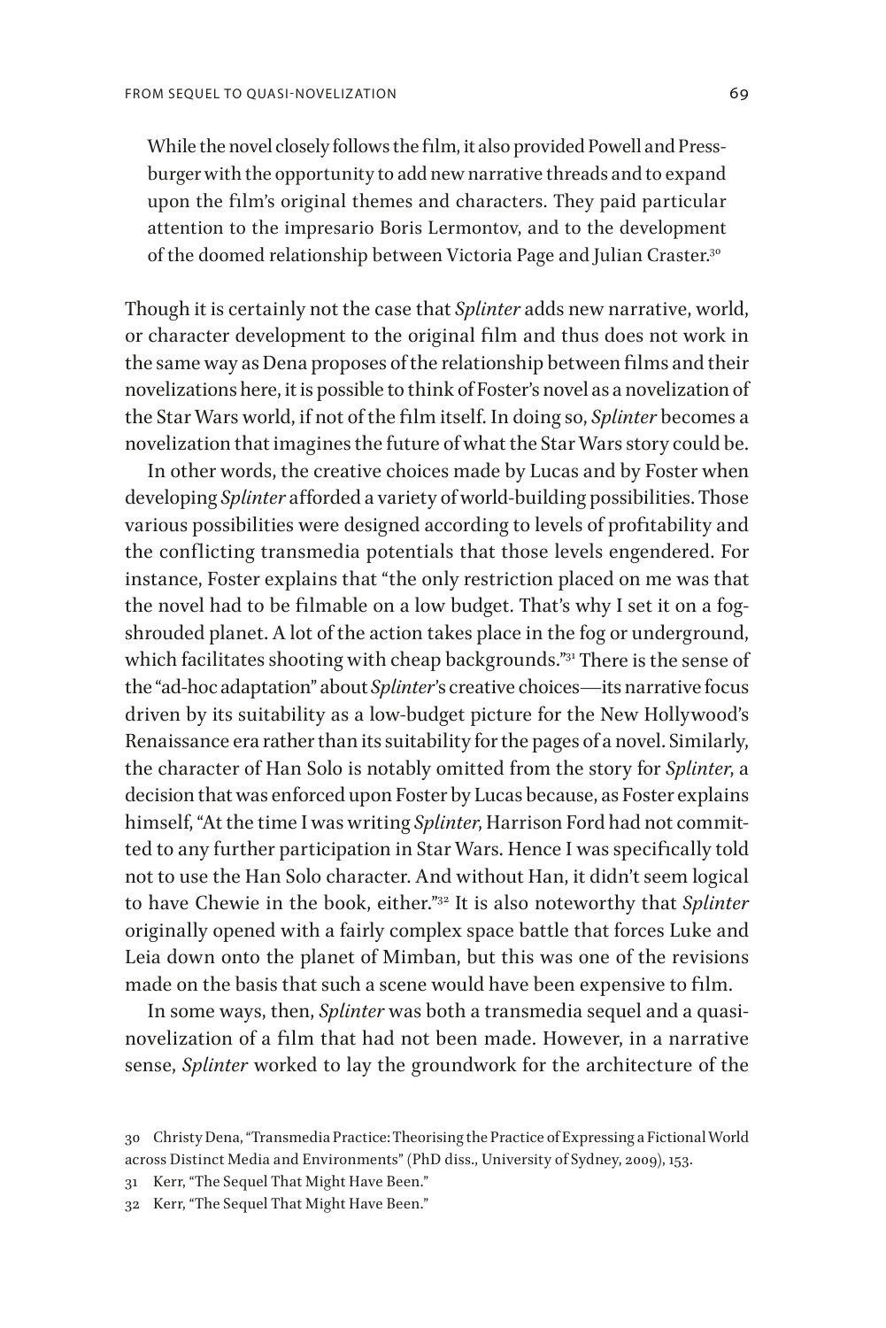> While the novel closely follows the film, it also provided Powell and Pressburger with the opportunity to add new narrative threads and to expand upon the film's original themes and characters. They paid particular attention to the impresario Boris Lermontov, and to the development of the doomed relationship between Victoria Page and Julian Craster.[30]

Though it is certainly not the case that *Splinter* adds new narrative, world, or character development to the original film and thus does not work in the same way as Dena proposes of the relationship between films and their novelizations here, it is possible to think of Foster's novel as a novelization of the Star Wars world, if not of the film itself. In doing so, *Splinter* becomes a novelization that imagines the future of what the Star Wars story could be.

In other words, the creative choices made by Lucas and by Foster when developing *Splinter* afforded a variety of world-building possibilities. Those various possibilities were designed according to levels of profitability and the conflicting transmedia potentials that those levels engendered. For instance, Foster explains that "the only restriction placed on me was that the novel had to be filmable on a low budget. That's why I set it on a fog-shrouded planet. A lot of the action takes place in the fog or underground, which facilitates shooting with cheap backgrounds."[31] There is the sense of the "ad-hoc adaptation" about *Splinter*'s creative choices—its narrative focus driven by its suitability as a low-budget picture for the New Hollywood's Renaissance era rather than its suitability for the pages of a novel. Similarly, the character of Han Solo is notably omitted from the story for *Splinter*, a decision that was enforced upon Foster by Lucas because, as Foster explains himself, "At the time I was writing *Splinter*, Harrison Ford had not committed to any further participation in Star Wars. Hence I was specifically told not to use the Han Solo character. And without Han, it didn't seem logical to have Chewie in the book, either."[32] It is also noteworthy that *Splinter* originally opened with a fairly complex space battle that forces Luke and Leia down onto the planet of Mimban, but this was one of the revisions made on the basis that such a scene would have been expensive to film.

In some ways, then, *Splinter* was both a transmedia sequel and a quasi-novelization of a film that had not been made. However, in a narrative sense, *Splinter* worked to lay the groundwork for the architecture of the

30 Christy Dena, "Transmedia Practice: Theorising the Practice of Expressing a Fictional World across Distinct Media and Environments" (PhD diss., University of Sydney, 2009), 153.

31 Kerr, "The Sequel That Might Have Been."

32 Kerr, "The Sequel That Might Have Been."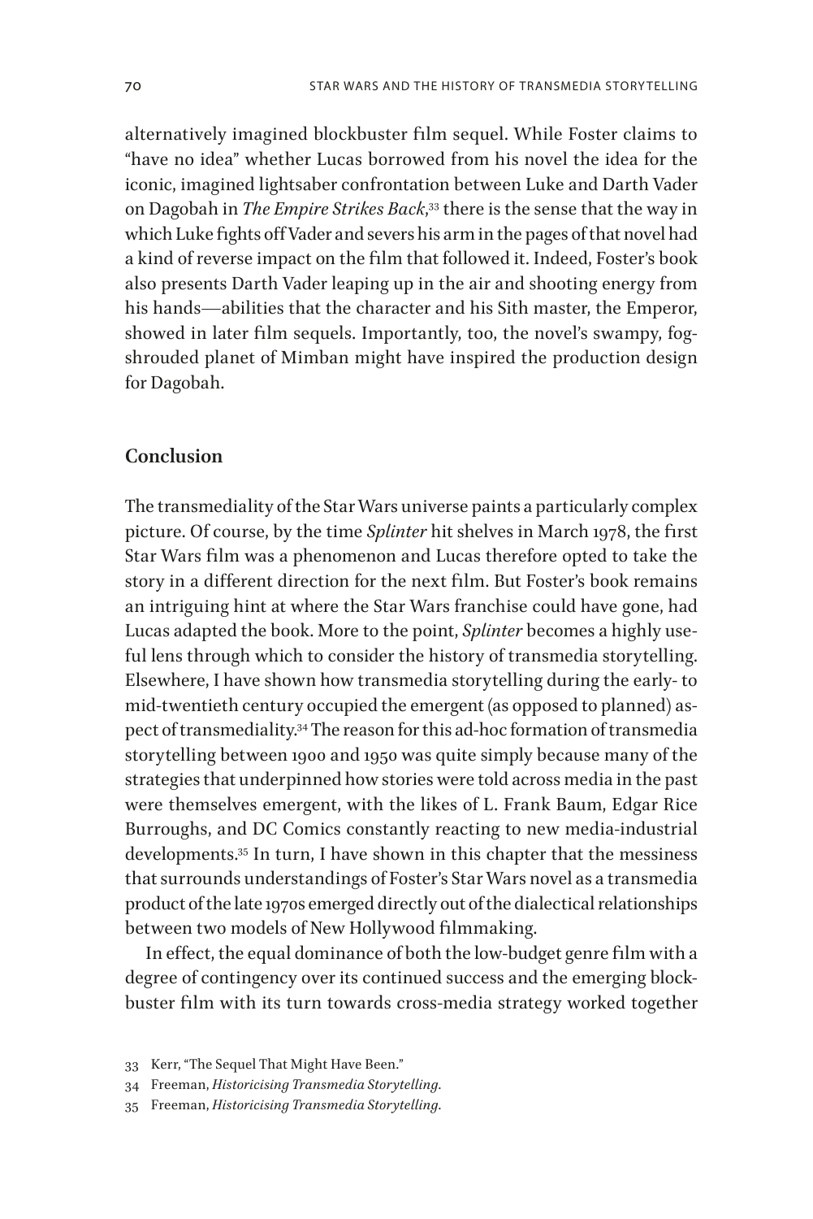alternatively imagined blockbuster film sequel. While Foster claims to "have no idea" whether Lucas borrowed from his novel the idea for the iconic, imagined lightsaber confrontation between Luke and Darth Vader on Dagobah in *The Empire Strikes Back*,[33] there is the sense that the way in which Luke fights off Vader and severs his arm in the pages of that novel had a kind of reverse impact on the film that followed it. Indeed, Foster's book also presents Darth Vader leaping up in the air and shooting energy from his hands—abilities that the character and his Sith master, the Emperor, showed in later film sequels. Importantly, too, the novel's swampy, fog-shrouded planet of Mimban might have inspired the production design for Dagobah.

## Conclusion

The transmediality of the Star Wars universe paints a particularly complex picture. Of course, by the time *Splinter* hit shelves in March 1978, the first Star Wars film was a phenomenon and Lucas therefore opted to take the story in a different direction for the next film. But Foster's book remains an intriguing hint at where the Star Wars franchise could have gone, had Lucas adapted the book. More to the point, *Splinter* becomes a highly useful lens through which to consider the history of transmedia storytelling. Elsewhere, I have shown how transmedia storytelling during the early- to mid-twentieth century occupied the emergent (as opposed to planned) aspect of transmediality.[34] The reason for this ad-hoc formation of transmedia storytelling between 1900 and 1950 was quite simply because many of the strategies that underpinned how stories were told across media in the past were themselves emergent, with the likes of L. Frank Baum, Edgar Rice Burroughs, and DC Comics constantly reacting to new media-industrial developments.[35] In turn, I have shown in this chapter that the messiness that surrounds understandings of Foster's Star Wars novel as a transmedia product of the late 1970s emerged directly out of the dialectical relationships between two models of New Hollywood filmmaking.

In effect, the equal dominance of both the low-budget genre film with a degree of contingency over its continued success and the emerging blockbuster film with its turn towards cross-media strategy worked together

33 Kerr, "The Sequel That Might Have Been."

34 Freeman, *Historicising Transmedia Storytelling*.

35 Freeman, *Historicising Transmedia Storytelling*.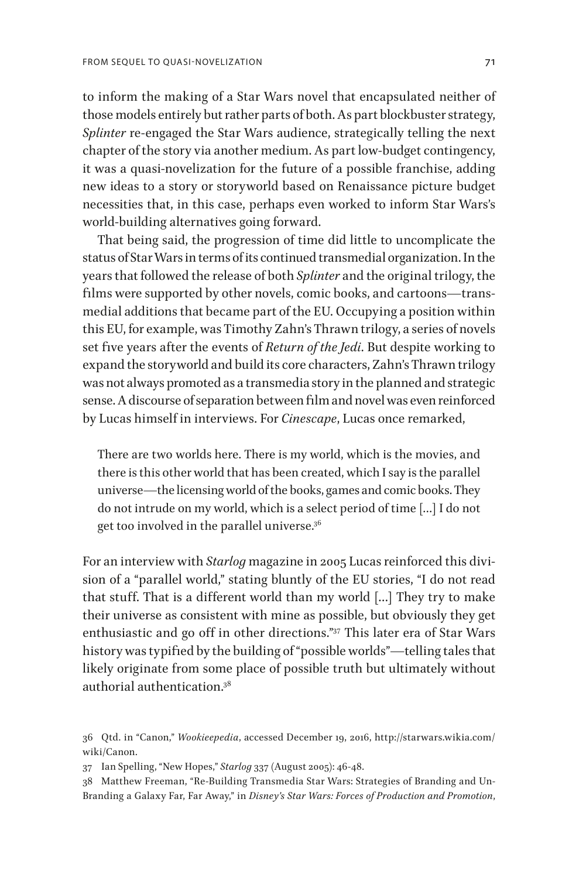to inform the making of a Star Wars novel that encapsulated neither of those models entirely but rather parts of both. As part blockbuster strategy, *Splinter* re-engaged the Star Wars audience, strategically telling the next chapter of the story via another medium. As part low-budget contingency, it was a quasi-novelization for the future of a possible franchise, adding new ideas to a story or storyworld based on Renaissance picture budget necessities that, in this case, perhaps even worked to inform Star Wars's world-building alternatives going forward.

That being said, the progression of time did little to uncomplicate the status of Star Wars in terms of its continued transmedial organization. In the years that followed the release of both *Splinter* and the original trilogy, the films were supported by other novels, comic books, and cartoons—transmedial additions that became part of the EU. Occupying a position within this EU, for example, was Timothy Zahn's Thrawn trilogy, a series of novels set five years after the events of *Return of the Jedi*. But despite working to expand the storyworld and build its core characters, Zahn's Thrawn trilogy was not always promoted as a transmedia story in the planned and strategic sense. A discourse of separation between film and novel was even reinforced by Lucas himself in interviews. For *Cinescape*, Lucas once remarked,

> There are two worlds here. There is my world, which is the movies, and there is this other world that has been created, which I say is the parallel universe—the licensing world of the books, games and comic books. They do not intrude on my world, which is a select period of time […] I do not get too involved in the parallel universe.[36]

For an interview with *Starlog* magazine in 2005 Lucas reinforced this division of a "parallel world," stating bluntly of the EU stories, "I do not read that stuff. That is a different world than my world […] They try to make their universe as consistent with mine as possible, but obviously they get enthusiastic and go off in other directions."[37] This later era of Star Wars history was typified by the building of "possible worlds"—telling tales that likely originate from some place of possible truth but ultimately without authorial authentication.[38]

36 Qtd. in "Canon," *Wookieepedia*, accessed December 19, 2016, http://starwars.wikia.com/wiki/Canon.

37 Ian Spelling, "New Hopes," *Starlog* 337 (August 2005): 46-48.

38 Matthew Freeman, "Re-Building Transmedia Star Wars: Strategies of Branding and Un-Branding a Galaxy Far, Far Away," in *Disney's Star Wars: Forces of Production and Promotion*,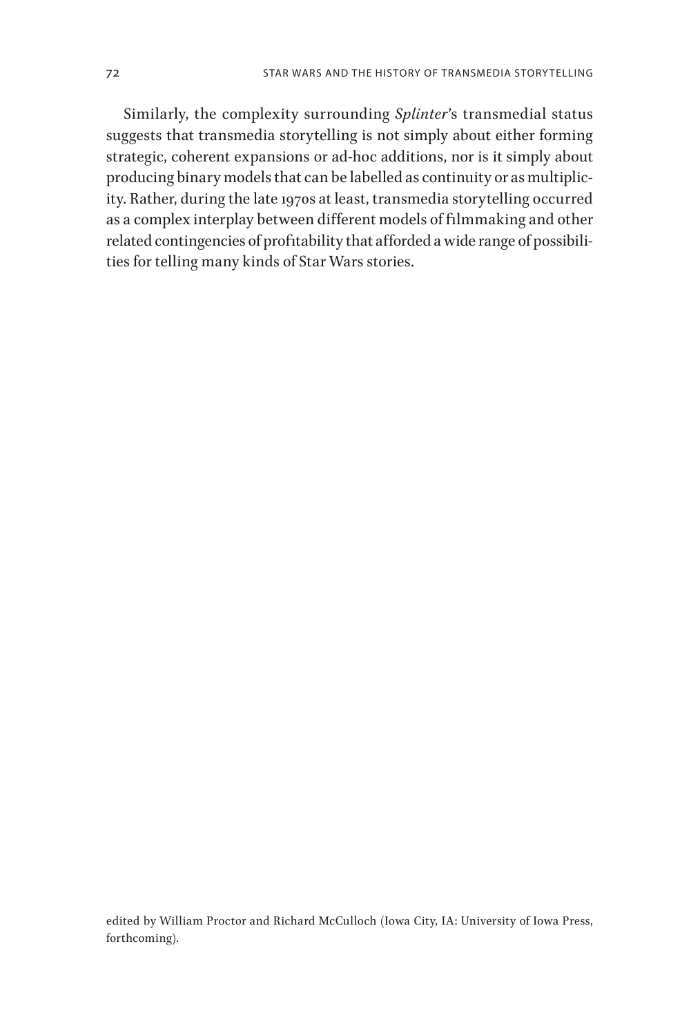Similarly, the complexity surrounding *Splinter*'s transmedial status suggests that transmedia storytelling is not simply about either forming strategic, coherent expansions or ad-hoc additions, nor is it simply about producing binary models that can be labelled as continuity or as multiplicity. Rather, during the late 1970s at least, transmedia storytelling occurred as a complex interplay between different models of filmmaking and other related contingencies of profitability that afforded a wide range of possibilities for telling many kinds of Star Wars stories.

edited by William Proctor and Richard McCulloch (Iowa City, IA: University of Iowa Press, forthcoming).